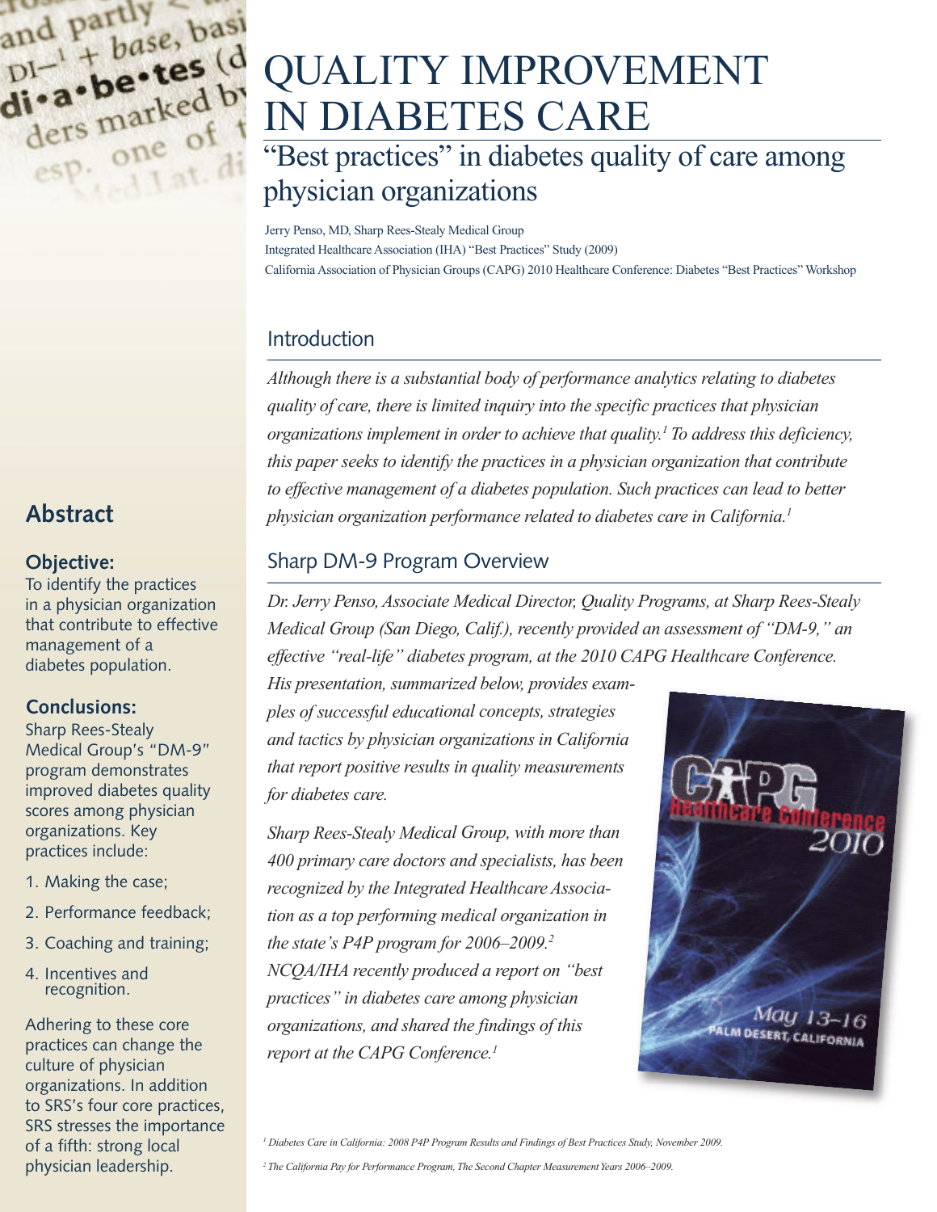# QUALITY IMPROVEMENT IN DIABETES CARE

## "Best practices" in diabetes quality of care among physician organizations

Jerry Penso, MD, Sharp Rees-Stealy Medical Group
Integrated Healthcare Association (IHA) "Best Practices" Study (2009)
California Association of Physician Groups (CAPG) 2010 Healthcare Conference: Diabetes "Best Practices" Workshop

## Abstract

### Objective:

To identify the practices in a physician organization that contribute to effective management of a diabetes population.

### Conclusions:

Sharp Rees-Stealy Medical Group's "DM-9" program demonstrates improved diabetes quality scores among physician organizations. Key practices include:

1. Making the case;
2. Performance feedback;
3. Coaching and training;
4. Incentives and recognition.

Adhering to these core practices can change the culture of physician organizations. In addition to SRS's four core practices, SRS stresses the importance of a fifth: strong local physician leadership.

## Introduction

*Although there is a substantial body of performance analytics relating to diabetes quality of care, there is limited inquiry into the specific practices that physician organizations implement in order to achieve that quality.[1] To address this deficiency, this paper seeks to identify the practices in a physician organization that contribute to effective management of a diabetes population. Such practices can lead to better physician organization performance related to diabetes care in California.[1]*

## Sharp DM-9 Program Overview

*Dr. Jerry Penso, Associate Medical Director, Quality Programs, at Sharp Rees-Stealy Medical Group (San Diego, Calif.), recently provided an assessment of "DM-9," an effective "real-life" diabetes program, at the 2010 CAPG Healthcare Conference. His presentation, summarized below, provides examples of successful educational concepts, strategies and tactics by physician organizations in California that report positive results in quality measurements for diabetes care.*

*Sharp Rees-Stealy Medical Group, with more than 400 primary care doctors and specialists, has been recognized by the Integrated Healthcare Association as a top performing medical organization in the state's P4P program for 2006–2009.[2] NCQA/IHA recently produced a report on "best practices" in diabetes care among physician organizations, and shared the findings of this report at the CAPG Conference.[1]*

CAPG Healthcare Conference 2010
May 13–16
PALM DESERT, CALIFORNIA

[1] *Diabetes Care in California: 2008 P4P Program Results and Findings of Best Practices Study, November 2009.*

[2] *The California Pay for Performance Program, The Second Chapter Measurement Years 2006–2009.*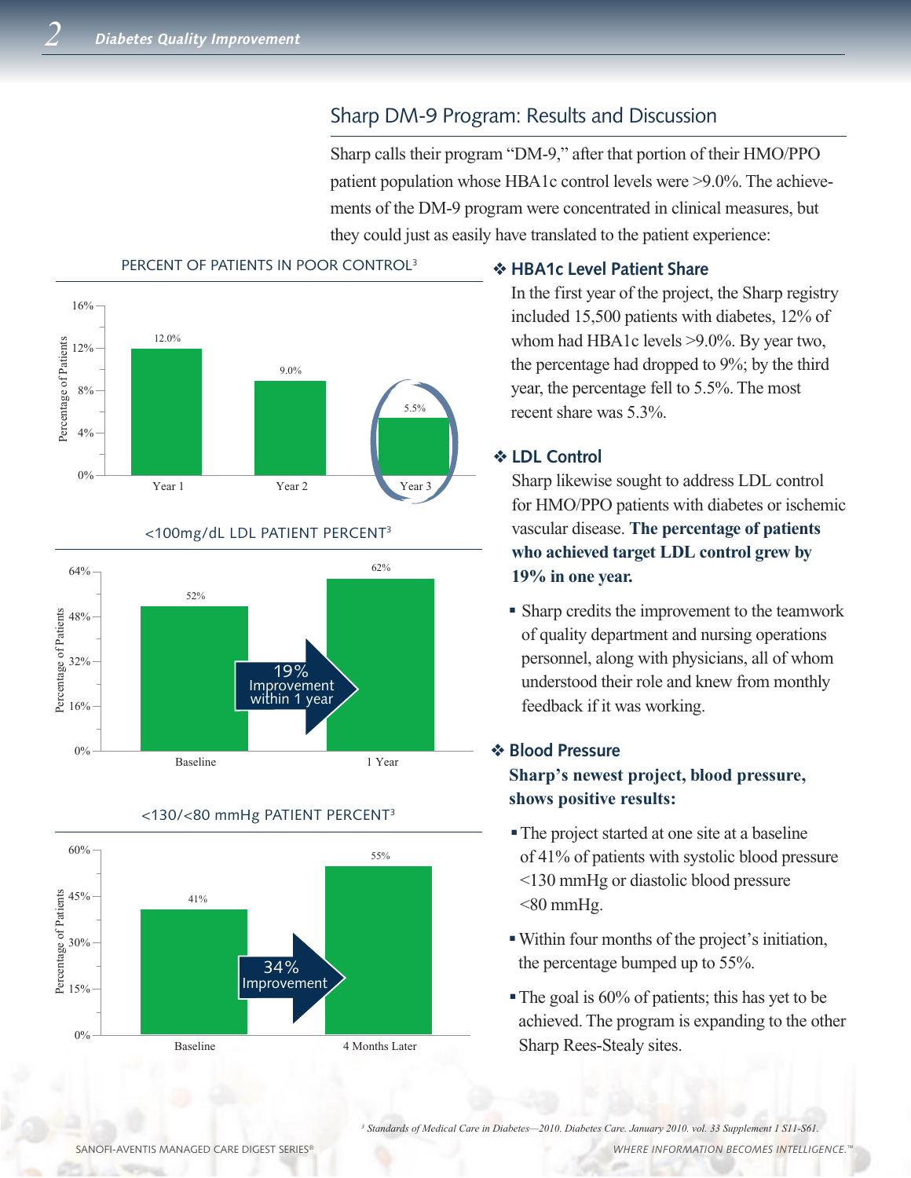## Sharp DM-9 Program: Results and Discussion

Sharp calls their program "DM-9," after that portion of their HMO/PPO patient population whose HBA1c control levels were >9.0%. The achievements of the DM-9 program were concentrated in clinical measures, but they could just as easily have translated to the patient experience:

PERCENT OF PATIENTS IN POOR CONTROL[3]

| | Year 1 | Year 2 | Year 3 |
|---|---|---|---|
| Percentage of Patients | 12.0% | 9.0% | 5.5% |

<100mg/dL LDL PATIENT PERCENT[3]

| | Baseline | 1 Year |
|---|---|---|
| Percentage of Patients | 52% | 62% |

19% Improvement within 1 year

<130/<80 mmHg PATIENT PERCENT[3]

| | Baseline | 4 Months Later |
|---|---|---|
| Percentage of Patients | 41% | 55% |

34% Improvement

### ❖ HBA1c Level Patient Share

In the first year of the project, the Sharp registry included 15,500 patients with diabetes, 12% of whom had HBA1c levels >9.0%. By year two, the percentage had dropped to 9%; by the third year, the percentage fell to 5.5%. The most recent share was 5.3%.

### ❖ LDL Control

Sharp likewise sought to address LDL control for HMO/PPO patients with diabetes or ischemic vascular disease. **The percentage of patients who achieved target LDL control grew by 19% in one year.**

- Sharp credits the improvement to the teamwork of quality department and nursing operations personnel, along with physicians, all of whom understood their role and knew from monthly feedback if it was working.

### ❖ Blood Pressure

**Sharp's newest project, blood pressure, shows positive results:**

- The project started at one site at a baseline of 41% of patients with systolic blood pressure <130 mmHg or diastolic blood pressure <80 mmHg.
- Within four months of the project's initiation, the percentage bumped up to 55%.
- The goal is 60% of patients; this has yet to be achieved. The program is expanding to the other Sharp Rees-Stealy sites.

[3] *Standards of Medical Care in Diabetes—2010. Diabetes Care. January 2010. vol. 33 Supplement 1 S11-S61.*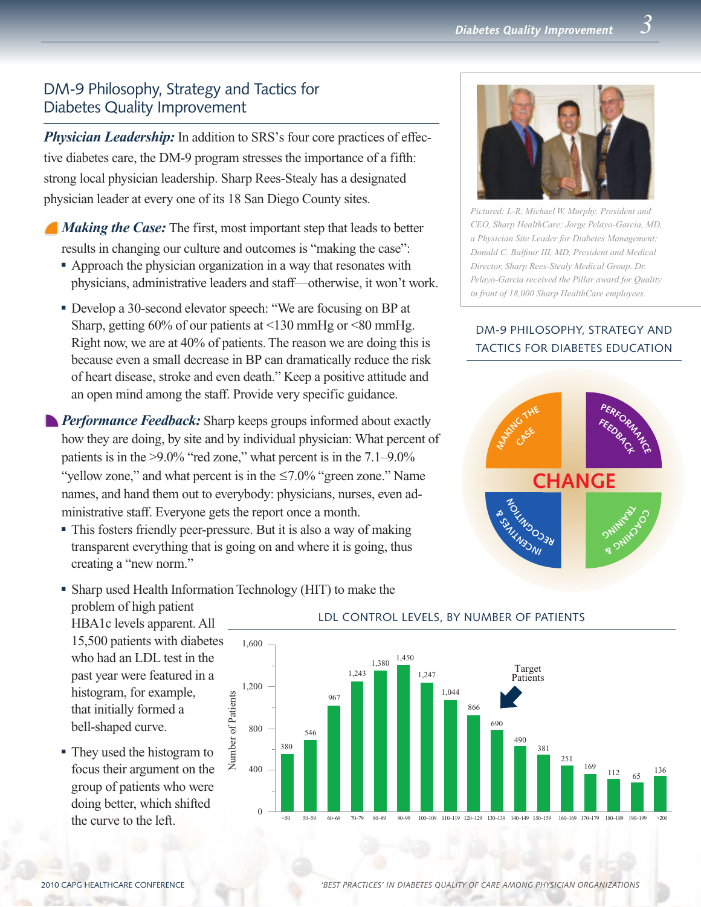## DM-9 Philosophy, Strategy and Tactics for Diabetes Quality Improvement

***Physician Leadership:*** In addition to SRS's four core practices of effective diabetes care, the DM-9 program stresses the importance of a fifth: strong local physician leadership. Sharp Rees-Stealy has a designated physician leader at every one of its 18 San Diego County sites.

***Making the Case:*** The first, most important step that leads to better results in changing our culture and outcomes is "making the case":

- Approach the physician organization in a way that resonates with physicians, administrative leaders and staff—otherwise, it won't work.
- Develop a 30-second elevator speech: "We are focusing on BP at Sharp, getting 60% of our patients at <130 mmHg or <80 mmHg. Right now, we are at 40% of patients. The reason we are doing this is because even a small decrease in BP can dramatically reduce the risk of heart disease, stroke and even death." Keep a positive attitude and an open mind among the staff. Provide very specific guidance.

***Performance Feedback:*** Sharp keeps groups informed about exactly how they are doing, by site and by individual physician: What percent of patients is in the >9.0% "red zone," what percent is in the 7.1–9.0% "yellow zone," and what percent is in the ≤7.0% "green zone." Name names, and hand them out to everybody: physicians, nurses, even administrative staff. Everyone gets the report once a month.

- This fosters friendly peer-pressure. But it is also a way of making transparent everything that is going on and where it is going, thus creating a "new norm."
- Sharp used Health Information Technology (HIT) to make the problem of high patient HBA1c levels apparent. All 15,500 patients with diabetes who had an LDL test in the past year were featured in a histogram, for example, that initially formed a bell-shaped curve.
- They used the histogram to focus their argument on the group of patients who were doing better, which shifted the curve to the left.

*Pictured: L-R, Michael W. Murphy, President and CEO, Sharp HealthCare; Jorge Pelayo-Garcia, MD, a Physician Site Leader for Diabetes Management; Donald C. Balfour III, MD, President and Medical Director, Sharp Rees-Stealy Medical Group. Dr. Pelayo-Garcia received the Pillar award for Quality in front of 18,000 Sharp HealthCare employees.*

### DM-9 PHILOSOPHY, STRATEGY AND TACTICS FOR DIABETES EDUCATION

CHANGE: Making the Case; Performance Feedback; Incentives & Recognition; Coaching & Training

### LDL CONTROL LEVELS, BY NUMBER OF PATIENTS

| LDL | Number of Patients |
|---|---|
| <50 | 380 |
| 50–59 | 546 |
| 60–69 | 967 |
| 70–79 | 1,243 |
| 80–89 | 1,380 |
| 90–99 | 1,450 |
| 100–109 | 1,247 |
| 110–119 | 1,044 |
| 120–129 | 866 |
| 130–139 | 690 (Target Patients) |
| 140–149 | 490 |
| 150–159 | 381 |
| 160–169 | 251 |
| 170–179 | 169 |
| 180–189 | 112 |
| 190–199 | 65 |
| >200 | 136 |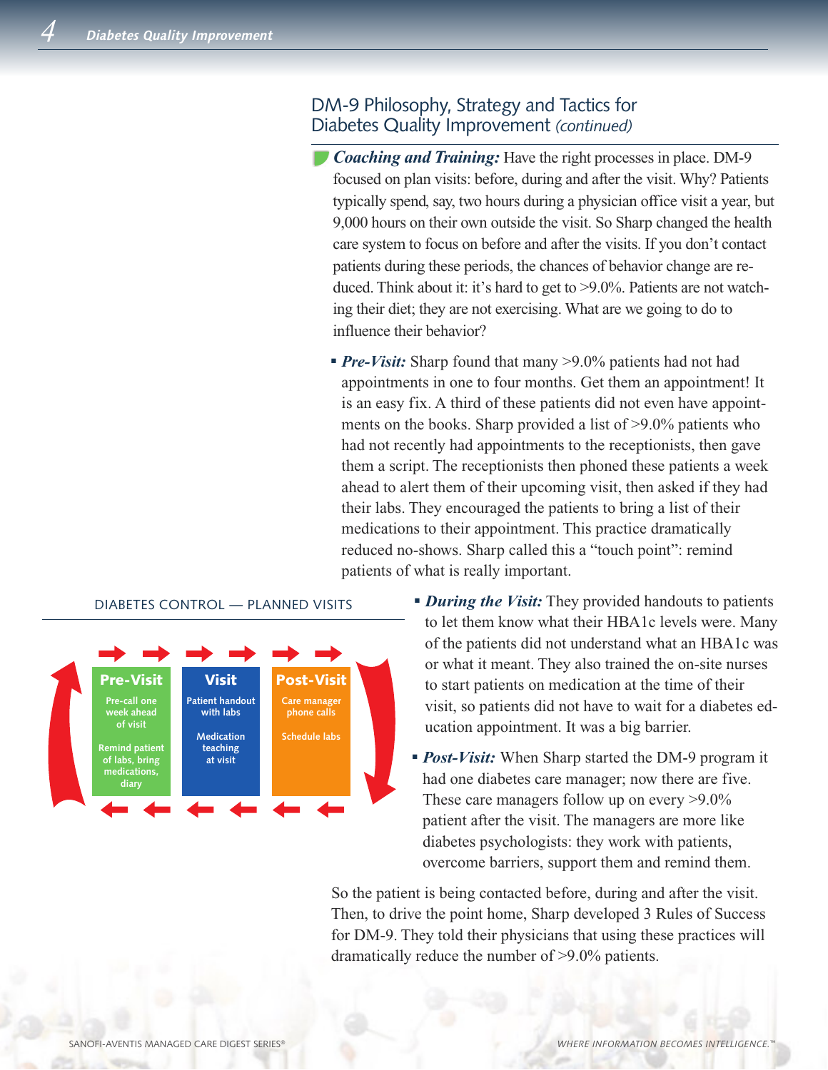## DM-9 Philosophy, Strategy and Tactics for Diabetes Quality Improvement *(continued)*

***Coaching and Training:*** Have the right processes in place. DM-9 focused on plan visits: before, during and after the visit. Why? Patients typically spend, say, two hours during a physician office visit a year, but 9,000 hours on their own outside the visit. So Sharp changed the health care system to focus on before and after the visits. If you don't contact patients during these periods, the chances of behavior change are reduced. Think about it: it's hard to get to >9.0%. Patients are not watching their diet; they are not exercising. What are we going to do to influence their behavior?

- ***Pre-Visit:*** Sharp found that many >9.0% patients had not had appointments in one to four months. Get them an appointment! It is an easy fix. A third of these patients did not even have appointments on the books. Sharp provided a list of >9.0% patients who had not recently had appointments to the receptionists, then gave them a script. The receptionists then phoned these patients a week ahead to alert them of their upcoming visit, then asked if they had their labs. They encouraged the patients to bring a list of their medications to their appointment. This practice dramatically reduced no-shows. Sharp called this a "touch point": remind patients of what is really important.

- ***During the Visit:*** They provided handouts to patients to let them know what their HBA1c levels were. Many of the patients did not understand what an HBA1c was or what it meant. They also trained the on-site nurses to start patients on medication at the time of their visit, so patients did not have to wait for a diabetes education appointment. It was a big barrier.

- ***Post-Visit:*** When Sharp started the DM-9 program it had one diabetes care manager; now there are five. These care managers follow up on every >9.0% patient after the visit. The managers are more like diabetes psychologists: they work with patients, overcome barriers, support them and remind them.

So the patient is being contacted before, during and after the visit. Then, to drive the point home, Sharp developed 3 Rules of Success for DM-9. They told their physicians that using these practices will dramatically reduce the number of >9.0% patients.

DIABETES CONTROL — PLANNED VISITS

| Pre-Visit | Visit | Post-Visit |
|---|---|---|
| Pre-call one week ahead of visit | Patient handout with labs | Care manager phone calls |
| Remind patient of labs, bring medications, diary | Medication teaching at visit | Schedule labs |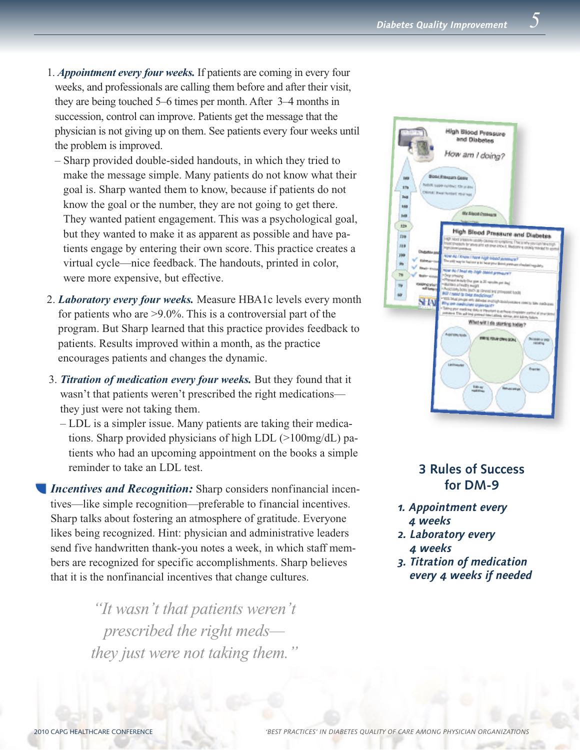1. ***Appointment every four weeks.*** If patients are coming in every four weeks, and professionals are calling them before and after their visit, they are being touched 5–6 times per month. After 3–4 months in succession, control can improve. Patients get the message that the physician is not giving up on them. See patients every four weeks until the problem is improved.
   - Sharp provided double-sided handouts, in which they tried to make the message simple. Many patients do not know what their goal is. Sharp wanted them to know, because if patients do not know the goal or the number, they are not going to get there. They wanted patient engagement. This was a psychological goal, but they wanted to make it as apparent as possible and have patients engage by entering their own score. This practice creates a virtual cycle—nice feedback. The handouts, printed in color, were more expensive, but effective.

2. ***Laboratory every four weeks.*** Measure HBA1c levels every month for patients who are >9.0%. This is a controversial part of the program. But Sharp learned that this practice provides feedback to patients. Results improved within a month, as the practice encourages patients and changes the dynamic.

3. ***Titration of medication every four weeks.*** But they found that it wasn't that patients weren't prescribed the right medications—they just were not taking them.
   - LDL is a simpler issue. Many patients are taking their medications. Sharp provided physicians of high LDL (>100mg/dL) patients who had an upcoming appointment on the books a simple reminder to take an LDL test.

***Incentives and Recognition:*** Sharp considers nonfinancial incentives—like simple recognition—preferable to financial incentives. Sharp talks about fostering an atmosphere of gratitude. Everyone likes being recognized. Hint: physician and administrative leaders send five handwritten thank-you notes a week, in which staff members are recognized for specific accomplishments. Sharp believes that it is the nonfinancial incentives that change cultures.

> *"It wasn't that patients weren't prescribed the right meds—they just were not taking them."*

## 3 Rules of Success for DM-9

1. ***Appointment every 4 weeks***
2. ***Laboratory every 4 weeks***
3. ***Titration of medication every 4 weeks if needed***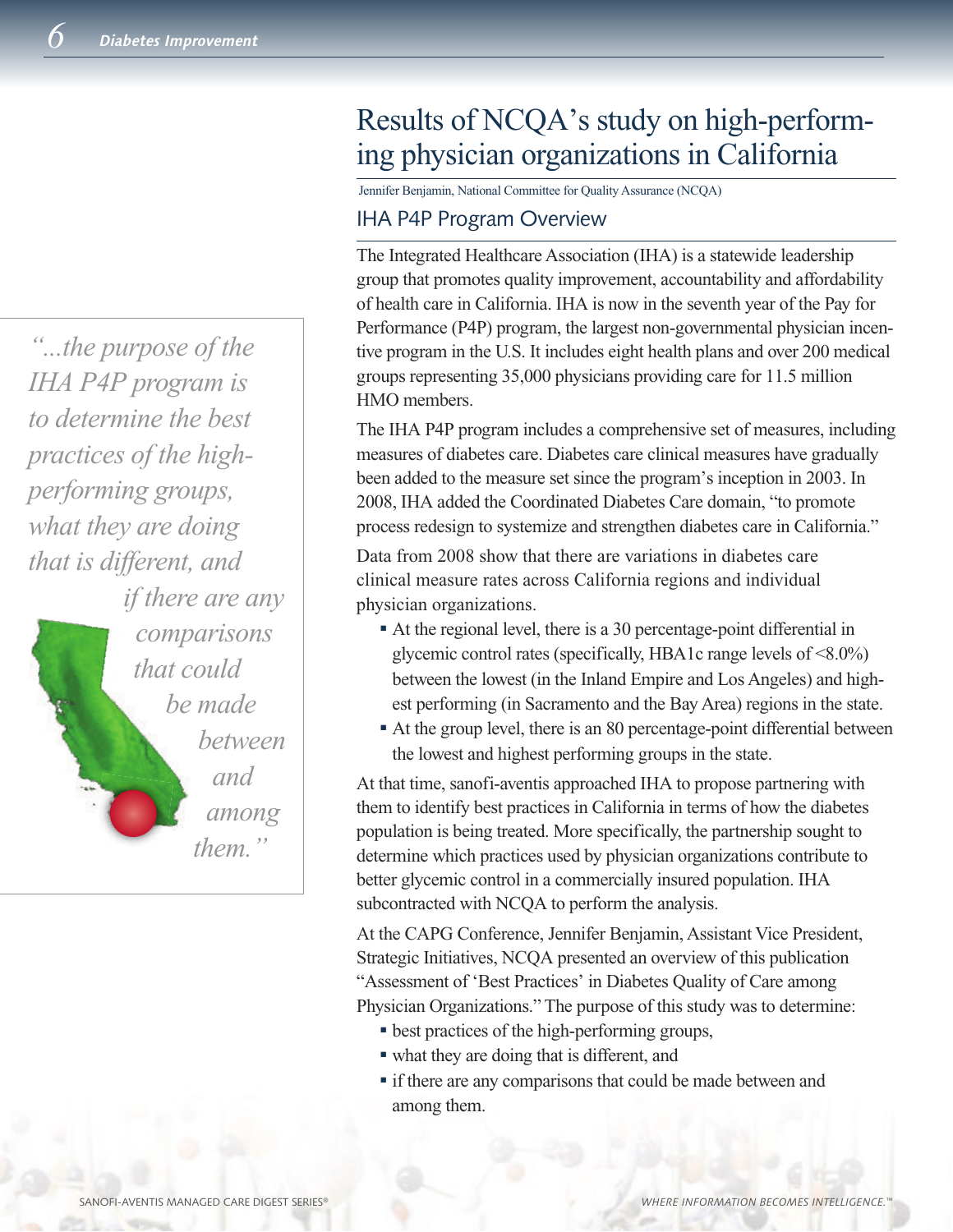# Results of NCQA's study on high-performing physician organizations in California

Jennifer Benjamin, National Committee for Quality Assurance (NCQA)

## IHA P4P Program Overview

> *"...the purpose of the IHA P4P program is to determine the best practices of the high-performing groups, what they are doing that is different, and if there are any comparisons that could be made between and among them."*

The Integrated Healthcare Association (IHA) is a statewide leadership group that promotes quality improvement, accountability and affordability of health care in California. IHA is now in the seventh year of the Pay for Performance (P4P) program, the largest non-governmental physician incentive program in the U.S. It includes eight health plans and over 200 medical groups representing 35,000 physicians providing care for 11.5 million HMO members.

The IHA P4P program includes a comprehensive set of measures, including measures of diabetes care. Diabetes care clinical measures have gradually been added to the measure set since the program's inception in 2003. In 2008, IHA added the Coordinated Diabetes Care domain, "to promote process redesign to systemize and strengthen diabetes care in California."

Data from 2008 show that there are variations in diabetes care clinical measure rates across California regions and individual physician organizations.

- At the regional level, there is a 30 percentage-point differential in glycemic control rates (specifically, HBA1c range levels of <8.0%) between the lowest (in the Inland Empire and Los Angeles) and highest performing (in Sacramento and the Bay Area) regions in the state.
- At the group level, there is an 80 percentage-point differential between the lowest and highest performing groups in the state.

At that time, sanofi-aventis approached IHA to propose partnering with them to identify best practices in California in terms of how the diabetes population is being treated. More specifically, the partnership sought to determine which practices used by physician organizations contribute to better glycemic control in a commercially insured population. IHA subcontracted with NCQA to perform the analysis.

At the CAPG Conference, Jennifer Benjamin, Assistant Vice President, Strategic Initiatives, NCQA presented an overview of this publication "Assessment of 'Best Practices' in Diabetes Quality of Care among Physician Organizations." The purpose of this study was to determine:

- best practices of the high-performing groups,
- what they are doing that is different, and
- if there are any comparisons that could be made between and among them.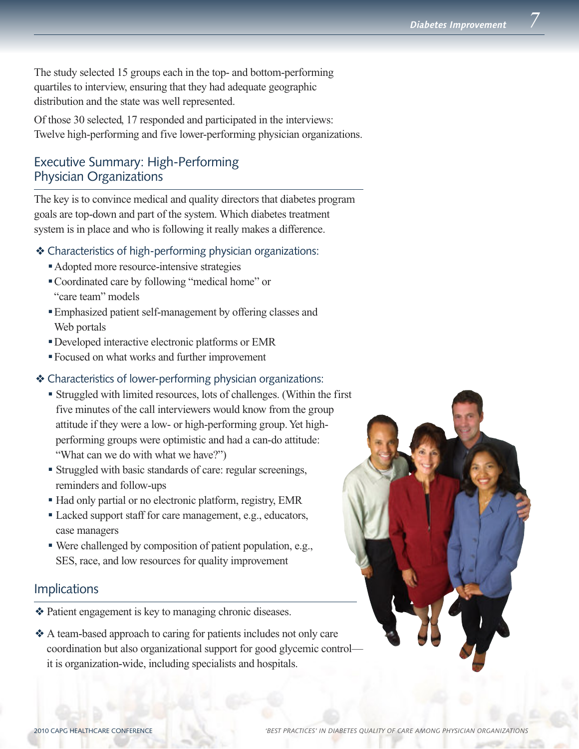The study selected 15 groups each in the top- and bottom-performing quartiles to interview, ensuring that they had adequate geographic distribution and the state was well represented.

Of those 30 selected, 17 responded and participated in the interviews: Twelve high-performing and five lower-performing physician organizations.

## Executive Summary: High-Performing Physician Organizations

The key is to convince medical and quality directors that diabetes program goals are top-down and part of the system. Which diabetes treatment system is in place and who is following it really makes a difference.

- Characteristics of high-performing physician organizations:
  - Adopted more resource-intensive strategies
  - Coordinated care by following "medical home" or "care team" models
  - Emphasized patient self-management by offering classes and Web portals
  - Developed interactive electronic platforms or EMR
  - Focused on what works and further improvement

- Characteristics of lower-performing physician organizations:
  - Struggled with limited resources, lots of challenges. (Within the first five minutes of the call interviewers would know from the group attitude if they were a low- or high-performing group. Yet high-performing groups were optimistic and had a can-do attitude: "What can we do with what we have?")
  - Struggled with basic standards of care: regular screenings, reminders and follow-ups
  - Had only partial or no electronic platform, registry, EMR
  - Lacked support staff for care management, e.g., educators, case managers
  - Were challenged by composition of patient population, e.g., SES, race, and low resources for quality improvement

## Implications

- Patient engagement is key to managing chronic diseases.
- A team-based approach to caring for patients includes not only care coordination but also organizational support for good glycemic control—it is organization-wide, including specialists and hospitals.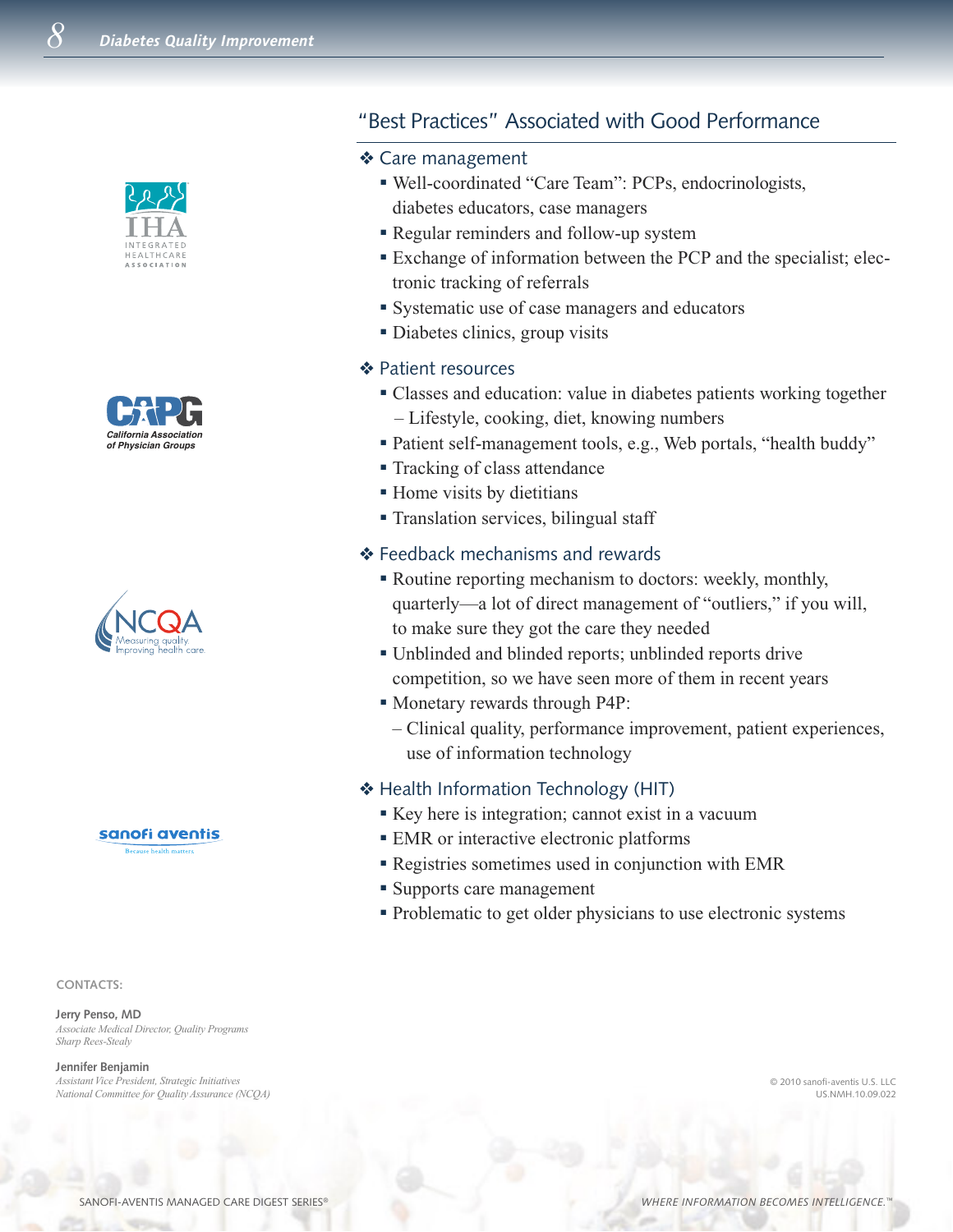## "Best Practices" Associated with Good Performance

- **Care management**
  - Well-coordinated "Care Team": PCPs, endocrinologists, diabetes educators, case managers
  - Regular reminders and follow-up system
  - Exchange of information between the PCP and the specialist; electronic tracking of referrals
  - Systematic use of case managers and educators
  - Diabetes clinics, group visits

- **Patient resources**
  - Classes and education: value in diabetes patients working together
    - Lifestyle, cooking, diet, knowing numbers
  - Patient self-management tools, e.g., Web portals, "health buddy"
  - Tracking of class attendance
  - Home visits by dietitians
  - Translation services, bilingual staff

- **Feedback mechanisms and rewards**
  - Routine reporting mechanism to doctors: weekly, monthly, quarterly—a lot of direct management of "outliers," if you will, to make sure they got the care they needed
  - Unblinded and blinded reports; unblinded reports drive competition, so we have seen more of them in recent years
  - Monetary rewards through P4P:
    - Clinical quality, performance improvement, patient experiences, use of information technology

- **Health Information Technology (HIT)**
  - Key here is integration; cannot exist in a vacuum
  - EMR or interactive electronic platforms
  - Registries sometimes used in conjunction with EMR
  - Supports care management
  - Problematic to get older physicians to use electronic systems

IHA INTEGRATED HEALTHCARE ASSOCIATION

CAPG California Association of Physician Groups

NCQA Measuring quality. Improving health care.

sanofi aventis Because health matters

CONTACTS:

**Jerry Penso, MD**
*Associate Medical Director, Quality Programs*
*Sharp Rees-Stealy*

**Jennifer Benjamin**
*Assistant Vice President, Strategic Initiatives*
*National Committee for Quality Assurance (NCQA)*

© 2010 sanofi-aventis U.S. LLC
US.NMH.10.09.022